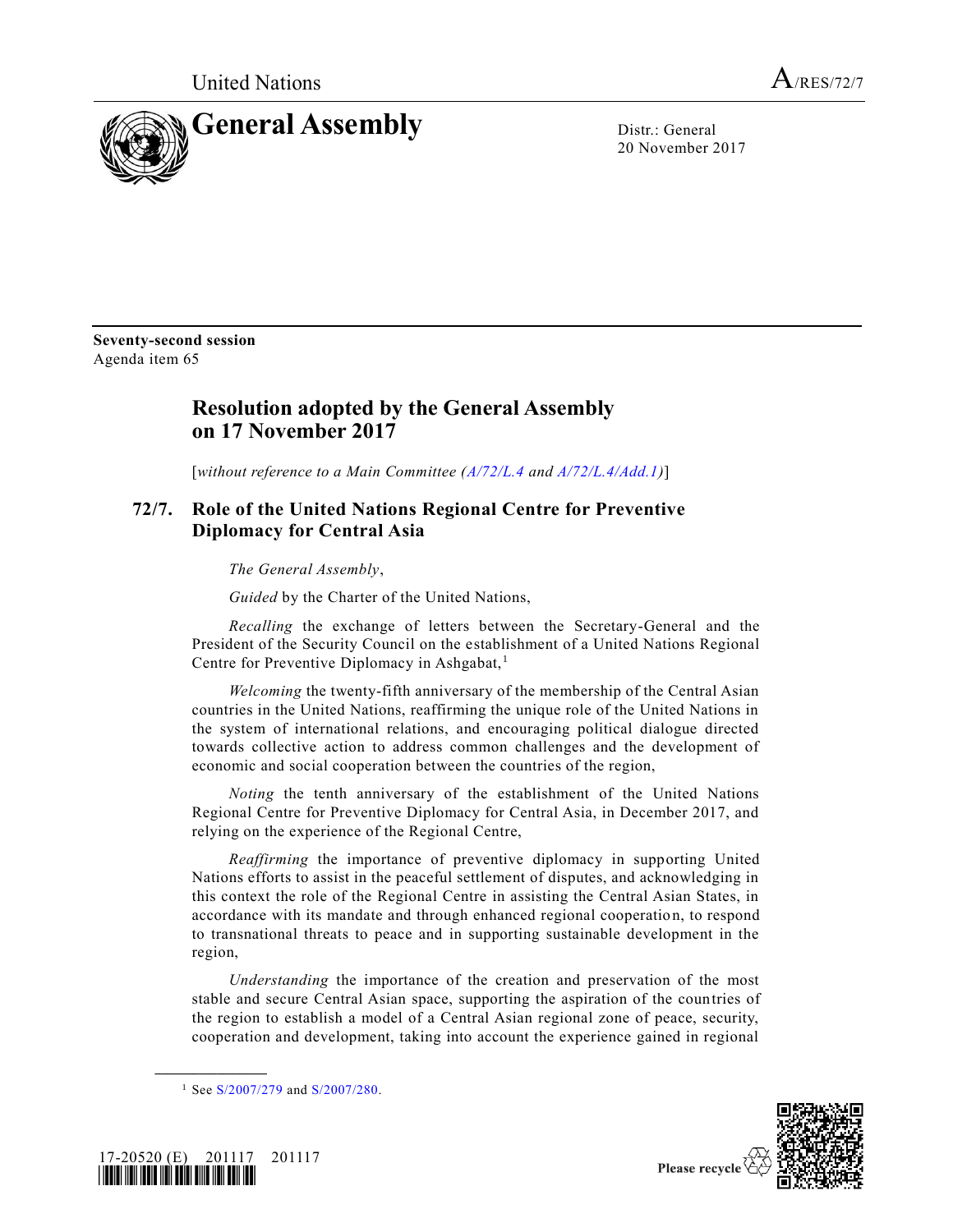United Nations A/RES/72/7

# General Assembly

Distr.: General
20 November 2017

**Seventy-second session**
Agenda item 65

## Resolution adopted by the General Assembly on 17 November 2017

[*without reference to a Main Committee (A/72/L.4 and A/72/L.4/Add.1)*]

### 72/7. Role of the United Nations Regional Centre for Preventive Diplomacy for Central Asia

*The General Assembly*,

*Guided* by the Charter of the United Nations,

*Recalling* the exchange of letters between the Secretary-General and the President of the Security Council on the establishment of a United Nations Regional Centre for Preventive Diplomacy in Ashgabat,[1]

*Welcoming* the twenty-fifth anniversary of the membership of the Central Asian countries in the United Nations, reaffirming the unique role of the United Nations in the system of international relations, and encouraging political dialogue directed towards collective action to address common challenges and the development of economic and social cooperation between the countries of the region,

*Noting* the tenth anniversary of the establishment of the United Nations Regional Centre for Preventive Diplomacy for Central Asia, in December 2017, and relying on the experience of the Regional Centre,

*Reaffirming* the importance of preventive diplomacy in supporting United Nations efforts to assist in the peaceful settlement of disputes, and acknowledging in this context the role of the Regional Centre in assisting the Central Asian States, in accordance with its mandate and through enhanced regional cooperation, to respond to transnational threats to peace and in supporting sustainable development in the region,

*Understanding* the importance of the creation and preservation of the most stable and secure Central Asian space, supporting the aspiration of the countries of the region to establish a model of a Central Asian regional zone of peace, security, cooperation and development, taking into account the experience gained in regional

[1] See S/2007/279 and S/2007/280.

17-20520 (E) 201117 201117

Please recycle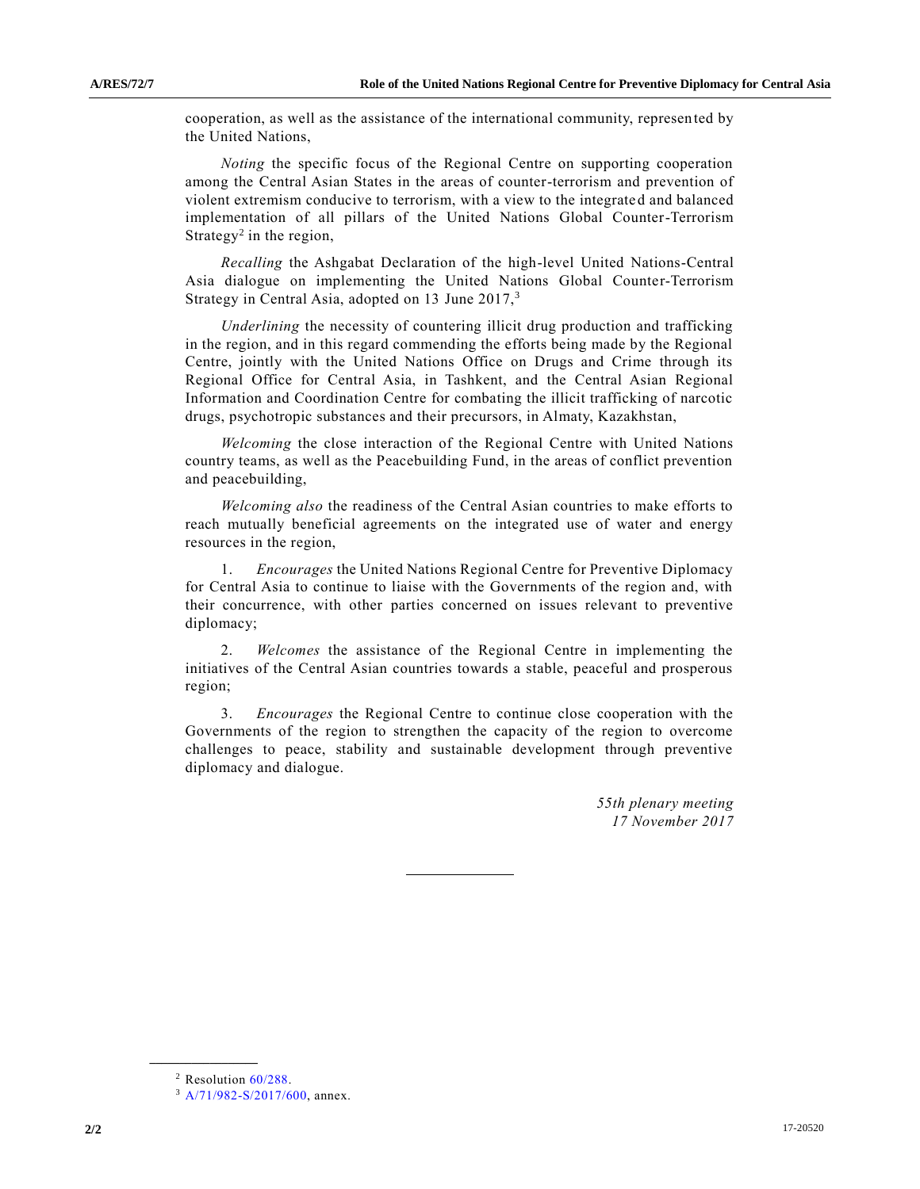cooperation, as well as the assistance of the international community, represented by the United Nations,

*Noting* the specific focus of the Regional Centre on supporting cooperation among the Central Asian States in the areas of counter-terrorism and prevention of violent extremism conducive to terrorism, with a view to the integrated and balanced implementation of all pillars of the United Nations Global Counter-Terrorism Strategy[2] in the region,

*Recalling* the Ashgabat Declaration of the high-level United Nations-Central Asia dialogue on implementing the United Nations Global Counter-Terrorism Strategy in Central Asia, adopted on 13 June 2017,[3]

*Underlining* the necessity of countering illicit drug production and trafficking in the region, and in this regard commending the efforts being made by the Regional Centre, jointly with the United Nations Office on Drugs and Crime through its Regional Office for Central Asia, in Tashkent, and the Central Asian Regional Information and Coordination Centre for combating the illicit trafficking of narcotic drugs, psychotropic substances and their precursors, in Almaty, Kazakhstan,

*Welcoming* the close interaction of the Regional Centre with United Nations country teams, as well as the Peacebuilding Fund, in the areas of conflict prevention and peacebuilding,

*Welcoming also* the readiness of the Central Asian countries to make efforts to reach mutually beneficial agreements on the integrated use of water and energy resources in the region,

1. *Encourages* the United Nations Regional Centre for Preventive Diplomacy for Central Asia to continue to liaise with the Governments of the region and, with their concurrence, with other parties concerned on issues relevant to preventive diplomacy;

2. *Welcomes* the assistance of the Regional Centre in implementing the initiatives of the Central Asian countries towards a stable, peaceful and prosperous region;

3. *Encourages* the Regional Centre to continue close cooperation with the Governments of the region to strengthen the capacity of the region to overcome challenges to peace, stability and sustainable development through preventive diplomacy and dialogue.

*55th plenary meeting*
*17 November 2017*

---

[2] Resolution 60/288.

[3] A/71/982-S/2017/600, annex.